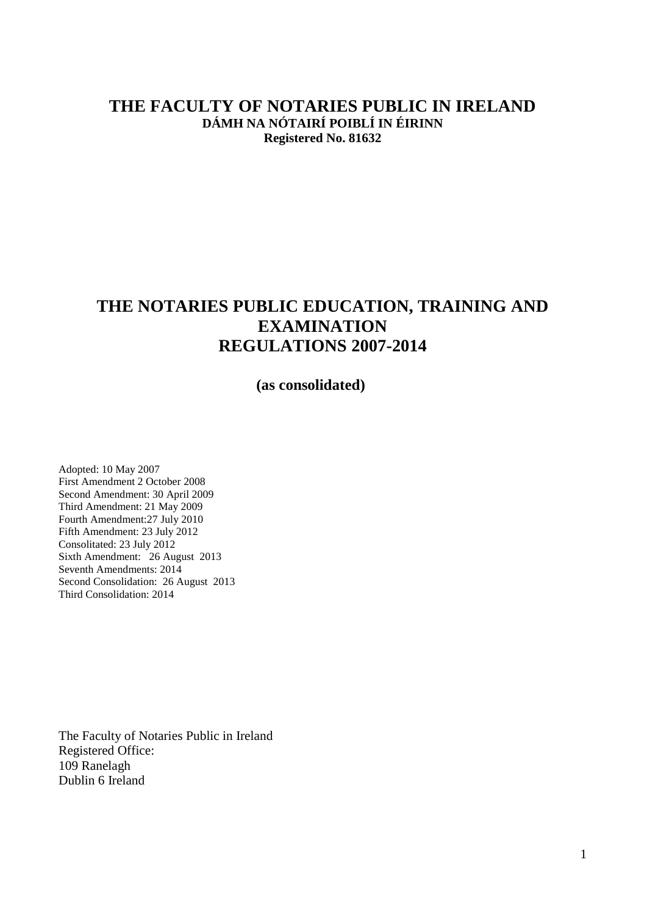# THE FACULTY OF NOTARIES PUBLIC IN IRELAND

**DÁMH NA NÓTAIRÍ POIBLÍ IN ÉIRINN**

**Registered No. 81632**

# THE NOTARIES PUBLIC EDUCATION, TRAINING AND EXAMINATION REGULATIONS 2007-2014

**(as consolidated)**

Adopted: 10 May 2007
First Amendment 2 October 2008
Second Amendment: 30 April 2009
Third Amendment: 21 May 2009
Fourth Amendment:27 July 2010
Fifth Amendment: 23 July 2012
Consolitated: 23 July 2012
Sixth Amendment: 26 August 2013
Seventh Amendments: 2014
Second Consolidation: 26 August 2013
Third Consolidation: 2014

The Faculty of Notaries Public in Ireland
Registered Office:
109 Ranelagh
Dublin 6 Ireland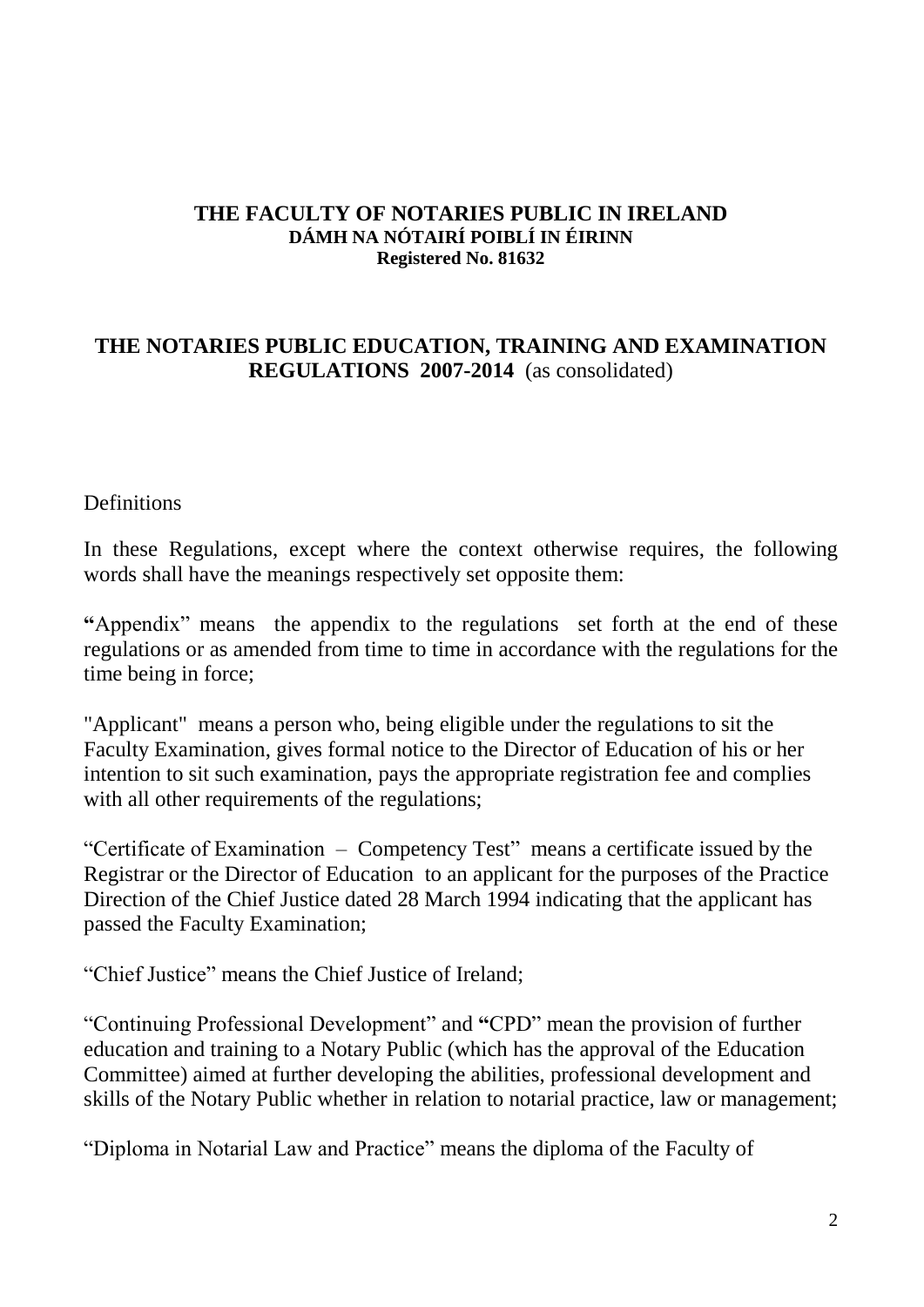**THE FACULTY OF NOTARIES PUBLIC IN IRELAND**
**DÁMH NA NÓTAIRÍ POIBLÍ IN ÉIRINN**
**Registered No. 81632**

# THE NOTARIES PUBLIC EDUCATION, TRAINING AND EXAMINATION REGULATIONS 2007-2014 (as consolidated)

Definitions

In these Regulations, except where the context otherwise requires, the following words shall have the meanings respectively set opposite them:

**"**Appendix" means the appendix to the regulations set forth at the end of these regulations or as amended from time to time in accordance with the regulations for the time being in force;

"Applicant" means a person who, being eligible under the regulations to sit the Faculty Examination, gives formal notice to the Director of Education of his or her intention to sit such examination, pays the appropriate registration fee and complies with all other requirements of the regulations;

"Certificate of Examination – Competency Test" means a certificate issued by the Registrar or the Director of Education to an applicant for the purposes of the Practice Direction of the Chief Justice dated 28 March 1994 indicating that the applicant has passed the Faculty Examination;

"Chief Justice" means the Chief Justice of Ireland;

"Continuing Professional Development" and **"**CPD" mean the provision of further education and training to a Notary Public (which has the approval of the Education Committee) aimed at further developing the abilities, professional development and skills of the Notary Public whether in relation to notarial practice, law or management;

"Diploma in Notarial Law and Practice" means the diploma of the Faculty of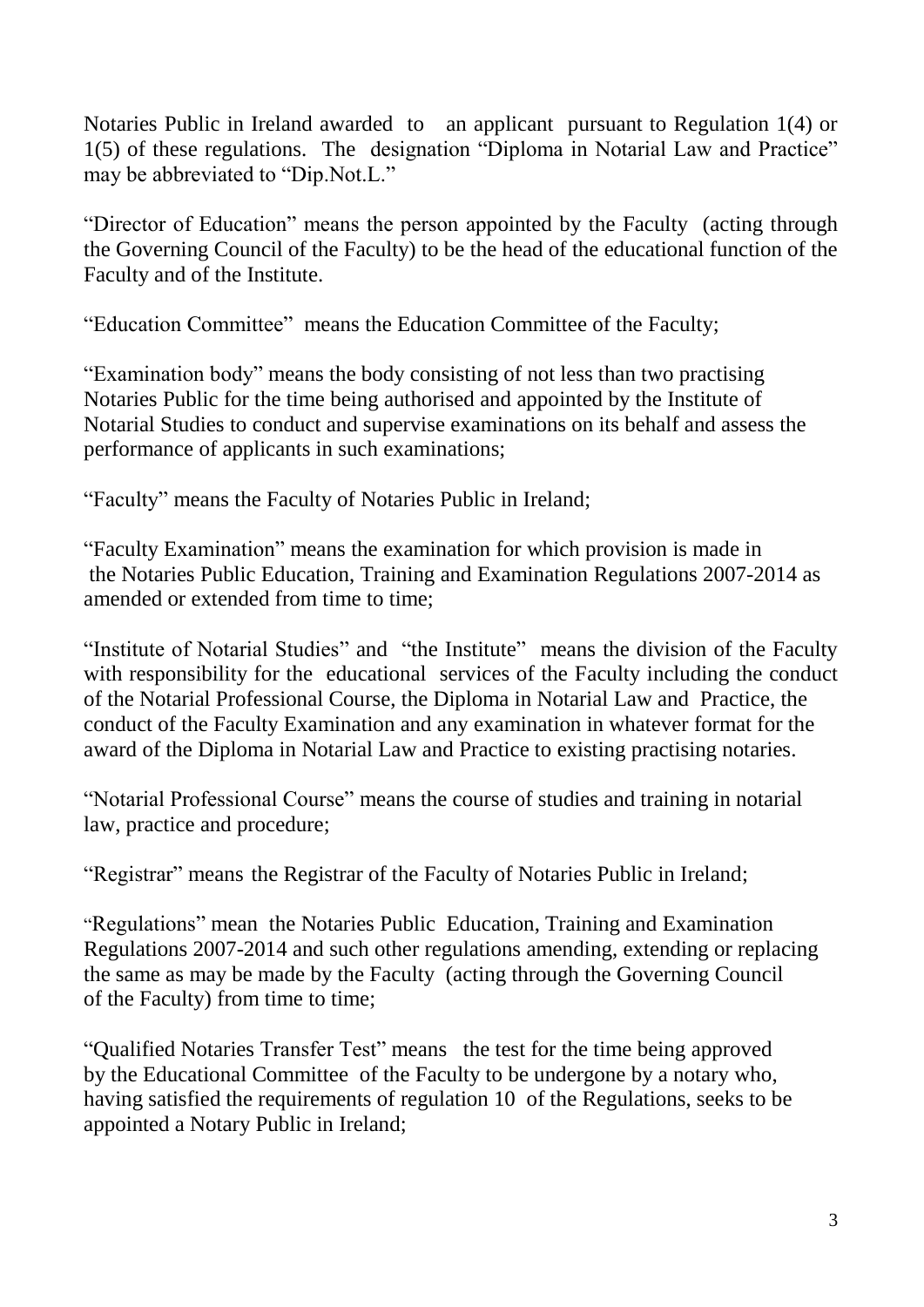Notaries Public in Ireland awarded to an applicant pursuant to Regulation 1(4) or 1(5) of these regulations. The designation "Diploma in Notarial Law and Practice" may be abbreviated to "Dip.Not.L."

"Director of Education" means the person appointed by the Faculty (acting through the Governing Council of the Faculty) to be the head of the educational function of the Faculty and of the Institute.

"Education Committee" means the Education Committee of the Faculty;

"Examination body" means the body consisting of not less than two practising Notaries Public for the time being authorised and appointed by the Institute of Notarial Studies to conduct and supervise examinations on its behalf and assess the performance of applicants in such examinations;

"Faculty" means the Faculty of Notaries Public in Ireland;

"Faculty Examination" means the examination for which provision is made in the Notaries Public Education, Training and Examination Regulations 2007-2014 as amended or extended from time to time;

"Institute of Notarial Studies" and "the Institute" means the division of the Faculty with responsibility for the educational services of the Faculty including the conduct of the Notarial Professional Course, the Diploma in Notarial Law and Practice, the conduct of the Faculty Examination and any examination in whatever format for the award of the Diploma in Notarial Law and Practice to existing practising notaries.

"Notarial Professional Course" means the course of studies and training in notarial law, practice and procedure;

"Registrar" means the Registrar of the Faculty of Notaries Public in Ireland;

"Regulations" mean the Notaries Public Education, Training and Examination Regulations 2007-2014 and such other regulations amending, extending or replacing the same as may be made by the Faculty (acting through the Governing Council of the Faculty) from time to time;

"Qualified Notaries Transfer Test" means the test for the time being approved by the Educational Committee of the Faculty to be undergone by a notary who, having satisfied the requirements of regulation 10 of the Regulations, seeks to be appointed a Notary Public in Ireland;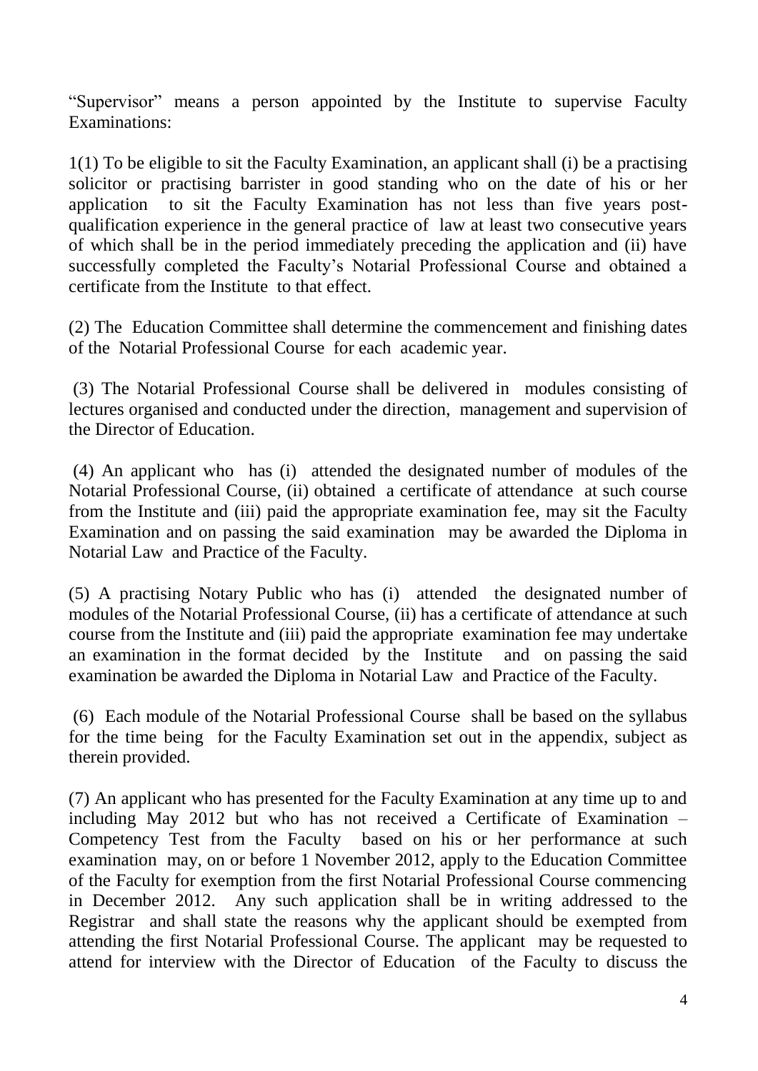"Supervisor" means a person appointed by the Institute to supervise Faculty Examinations:

1(1) To be eligible to sit the Faculty Examination, an applicant shall (i) be a practising solicitor or practising barrister in good standing who on the date of his or her application to sit the Faculty Examination has not less than five years post-qualification experience in the general practice of law at least two consecutive years of which shall be in the period immediately preceding the application and (ii) have successfully completed the Faculty's Notarial Professional Course and obtained a certificate from the Institute to that effect.

(2) The Education Committee shall determine the commencement and finishing dates of the Notarial Professional Course for each academic year.

(3) The Notarial Professional Course shall be delivered in modules consisting of lectures organised and conducted under the direction, management and supervision of the Director of Education.

(4) An applicant who has (i) attended the designated number of modules of the Notarial Professional Course, (ii) obtained a certificate of attendance at such course from the Institute and (iii) paid the appropriate examination fee, may sit the Faculty Examination and on passing the said examination may be awarded the Diploma in Notarial Law and Practice of the Faculty.

(5) A practising Notary Public who has (i) attended the designated number of modules of the Notarial Professional Course, (ii) has a certificate of attendance at such course from the Institute and (iii) paid the appropriate examination fee may undertake an examination in the format decided by the Institute and on passing the said examination be awarded the Diploma in Notarial Law and Practice of the Faculty.

(6) Each module of the Notarial Professional Course shall be based on the syllabus for the time being for the Faculty Examination set out in the appendix, subject as therein provided.

(7) An applicant who has presented for the Faculty Examination at any time up to and including May 2012 but who has not received a Certificate of Examination – Competency Test from the Faculty based on his or her performance at such examination may, on or before 1 November 2012, apply to the Education Committee of the Faculty for exemption from the first Notarial Professional Course commencing in December 2012. Any such application shall be in writing addressed to the Registrar and shall state the reasons why the applicant should be exempted from attending the first Notarial Professional Course. The applicant may be requested to attend for interview with the Director of Education of the Faculty to discuss the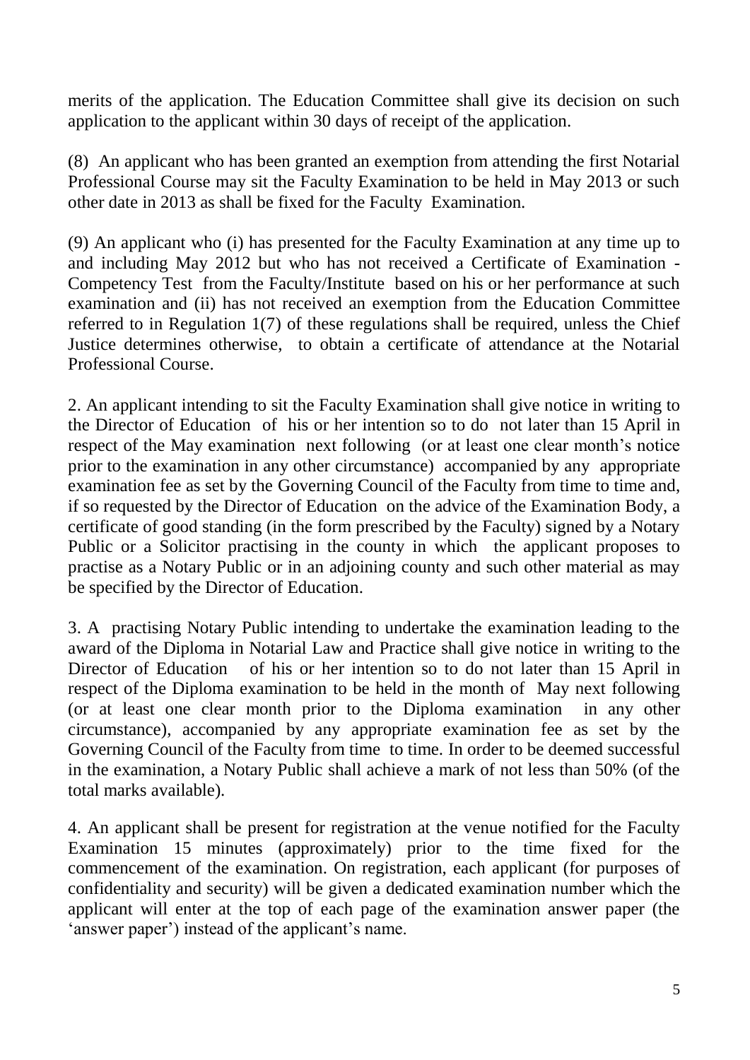merits of the application. The Education Committee shall give its decision on such application to the applicant within 30 days of receipt of the application.

(8) An applicant who has been granted an exemption from attending the first Notarial Professional Course may sit the Faculty Examination to be held in May 2013 or such other date in 2013 as shall be fixed for the Faculty Examination.

(9) An applicant who (i) has presented for the Faculty Examination at any time up to and including May 2012 but who has not received a Certificate of Examination - Competency Test from the Faculty/Institute based on his or her performance at such examination and (ii) has not received an exemption from the Education Committee referred to in Regulation 1(7) of these regulations shall be required, unless the Chief Justice determines otherwise, to obtain a certificate of attendance at the Notarial Professional Course.

2. An applicant intending to sit the Faculty Examination shall give notice in writing to the Director of Education of his or her intention so to do not later than 15 April in respect of the May examination next following (or at least one clear month's notice prior to the examination in any other circumstance) accompanied by any appropriate examination fee as set by the Governing Council of the Faculty from time to time and, if so requested by the Director of Education on the advice of the Examination Body, a certificate of good standing (in the form prescribed by the Faculty) signed by a Notary Public or a Solicitor practising in the county in which the applicant proposes to practise as a Notary Public or in an adjoining county and such other material as may be specified by the Director of Education.

3. A practising Notary Public intending to undertake the examination leading to the award of the Diploma in Notarial Law and Practice shall give notice in writing to the Director of Education of his or her intention so to do not later than 15 April in respect of the Diploma examination to be held in the month of May next following (or at least one clear month prior to the Diploma examination in any other circumstance), accompanied by any appropriate examination fee as set by the Governing Council of the Faculty from time to time. In order to be deemed successful in the examination, a Notary Public shall achieve a mark of not less than 50% (of the total marks available).

4. An applicant shall be present for registration at the venue notified for the Faculty Examination 15 minutes (approximately) prior to the time fixed for the commencement of the examination. On registration, each applicant (for purposes of confidentiality and security) will be given a dedicated examination number which the applicant will enter at the top of each page of the examination answer paper (the 'answer paper') instead of the applicant's name.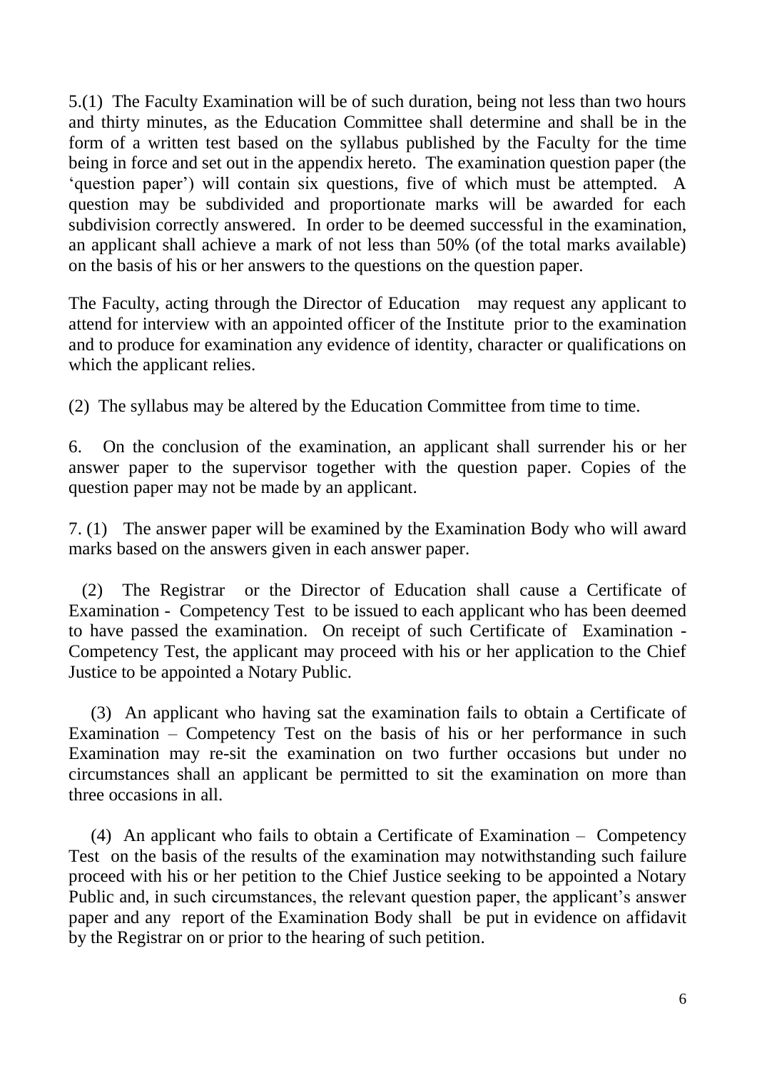5.(1) The Faculty Examination will be of such duration, being not less than two hours and thirty minutes, as the Education Committee shall determine and shall be in the form of a written test based on the syllabus published by the Faculty for the time being in force and set out in the appendix hereto. The examination question paper (the 'question paper') will contain six questions, five of which must be attempted. A question may be subdivided and proportionate marks will be awarded for each subdivision correctly answered. In order to be deemed successful in the examination, an applicant shall achieve a mark of not less than 50% (of the total marks available) on the basis of his or her answers to the questions on the question paper.

The Faculty, acting through the Director of Education may request any applicant to attend for interview with an appointed officer of the Institute prior to the examination and to produce for examination any evidence of identity, character or qualifications on which the applicant relies.

(2) The syllabus may be altered by the Education Committee from time to time.

6. On the conclusion of the examination, an applicant shall surrender his or her answer paper to the supervisor together with the question paper. Copies of the question paper may not be made by an applicant.

7. (1) The answer paper will be examined by the Examination Body who will award marks based on the answers given in each answer paper.

(2) The Registrar or the Director of Education shall cause a Certificate of Examination - Competency Test to be issued to each applicant who has been deemed to have passed the examination. On receipt of such Certificate of Examination - Competency Test, the applicant may proceed with his or her application to the Chief Justice to be appointed a Notary Public.

(3) An applicant who having sat the examination fails to obtain a Certificate of Examination – Competency Test on the basis of his or her performance in such Examination may re-sit the examination on two further occasions but under no circumstances shall an applicant be permitted to sit the examination on more than three occasions in all.

(4) An applicant who fails to obtain a Certificate of Examination – Competency Test on the basis of the results of the examination may notwithstanding such failure proceed with his or her petition to the Chief Justice seeking to be appointed a Notary Public and, in such circumstances, the relevant question paper, the applicant's answer paper and any report of the Examination Body shall be put in evidence on affidavit by the Registrar on or prior to the hearing of such petition.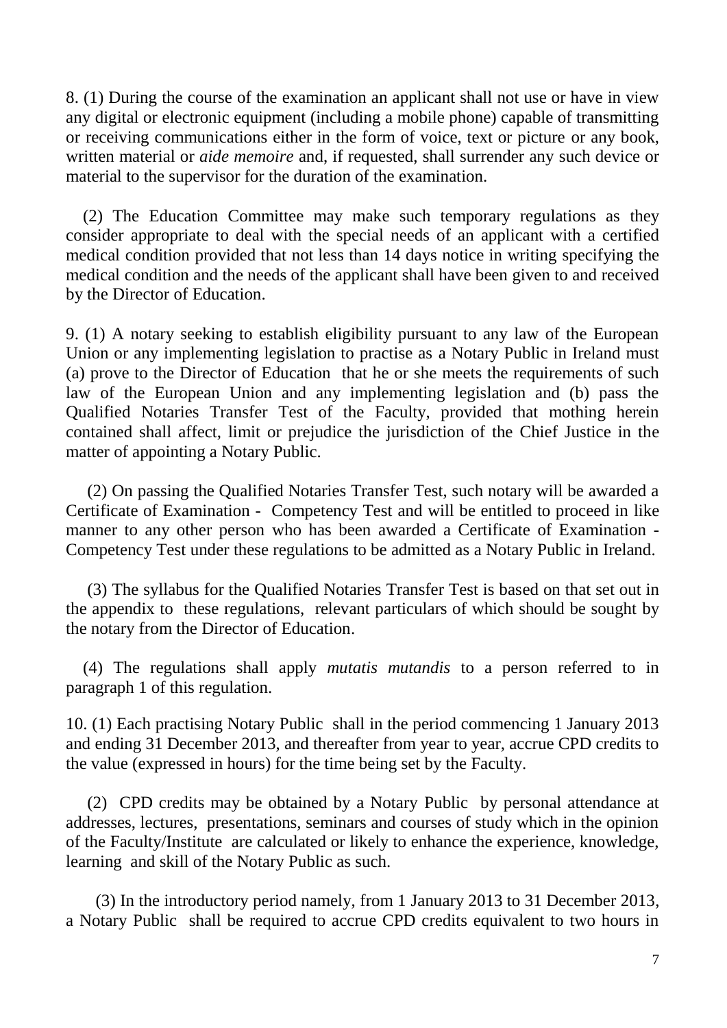8. (1) During the course of the examination an applicant shall not use or have in view any digital or electronic equipment (including a mobile phone) capable of transmitting or receiving communications either in the form of voice, text or picture or any book, written material or *aide memoire* and, if requested, shall surrender any such device or material to the supervisor for the duration of the examination.

(2) The Education Committee may make such temporary regulations as they consider appropriate to deal with the special needs of an applicant with a certified medical condition provided that not less than 14 days notice in writing specifying the medical condition and the needs of the applicant shall have been given to and received by the Director of Education.

9. (1) A notary seeking to establish eligibility pursuant to any law of the European Union or any implementing legislation to practise as a Notary Public in Ireland must (a) prove to the Director of Education that he or she meets the requirements of such law of the European Union and any implementing legislation and (b) pass the Qualified Notaries Transfer Test of the Faculty, provided that mothing herein contained shall affect, limit or prejudice the jurisdiction of the Chief Justice in the matter of appointing a Notary Public.

(2) On passing the Qualified Notaries Transfer Test, such notary will be awarded a Certificate of Examination - Competency Test and will be entitled to proceed in like manner to any other person who has been awarded a Certificate of Examination - Competency Test under these regulations to be admitted as a Notary Public in Ireland.

(3) The syllabus for the Qualified Notaries Transfer Test is based on that set out in the appendix to these regulations, relevant particulars of which should be sought by the notary from the Director of Education.

(4) The regulations shall apply *mutatis mutandis* to a person referred to in paragraph 1 of this regulation.

10. (1) Each practising Notary Public shall in the period commencing 1 January 2013 and ending 31 December 2013, and thereafter from year to year, accrue CPD credits to the value (expressed in hours) for the time being set by the Faculty.

(2) CPD credits may be obtained by a Notary Public by personal attendance at addresses, lectures, presentations, seminars and courses of study which in the opinion of the Faculty/Institute are calculated or likely to enhance the experience, knowledge, learning and skill of the Notary Public as such.

(3) In the introductory period namely, from 1 January 2013 to 31 December 2013, a Notary Public shall be required to accrue CPD credits equivalent to two hours in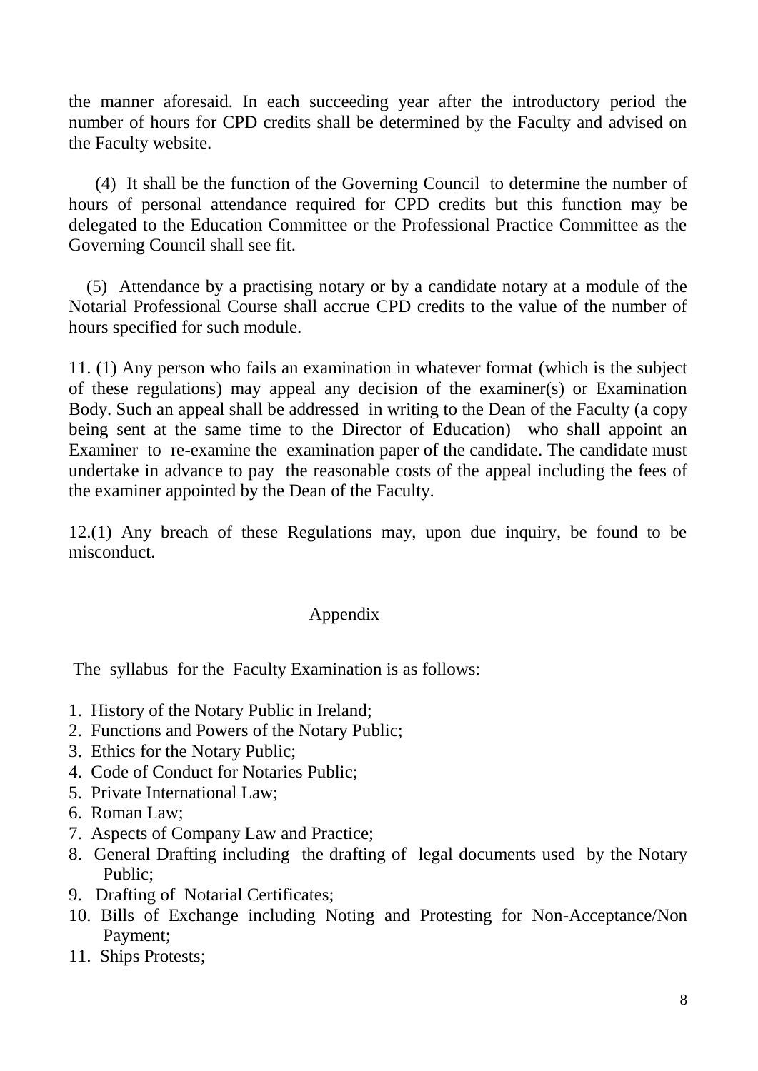the manner aforesaid. In each succeeding year after the introductory period the number of hours for CPD credits shall be determined by the Faculty and advised on the Faculty website.

(4) It shall be the function of the Governing Council to determine the number of hours of personal attendance required for CPD credits but this function may be delegated to the Education Committee or the Professional Practice Committee as the Governing Council shall see fit.

(5) Attendance by a practising notary or by a candidate notary at a module of the Notarial Professional Course shall accrue CPD credits to the value of the number of hours specified for such module.

11. (1) Any person who fails an examination in whatever format (which is the subject of these regulations) may appeal any decision of the examiner(s) or Examination Body. Such an appeal shall be addressed in writing to the Dean of the Faculty (a copy being sent at the same time to the Director of Education) who shall appoint an Examiner to re-examine the examination paper of the candidate. The candidate must undertake in advance to pay the reasonable costs of the appeal including the fees of the examiner appointed by the Dean of the Faculty.

12.(1) Any breach of these Regulations may, upon due inquiry, be found to be misconduct.

## Appendix

The syllabus for the Faculty Examination is as follows:

1. History of the Notary Public in Ireland;
2. Functions and Powers of the Notary Public;
3. Ethics for the Notary Public;
4. Code of Conduct for Notaries Public;
5. Private International Law;
6. Roman Law;
7. Aspects of Company Law and Practice;
8. General Drafting including the drafting of legal documents used by the Notary Public;
9. Drafting of Notarial Certificates;
10. Bills of Exchange including Noting and Protesting for Non-Acceptance/Non Payment;
11. Ships Protests;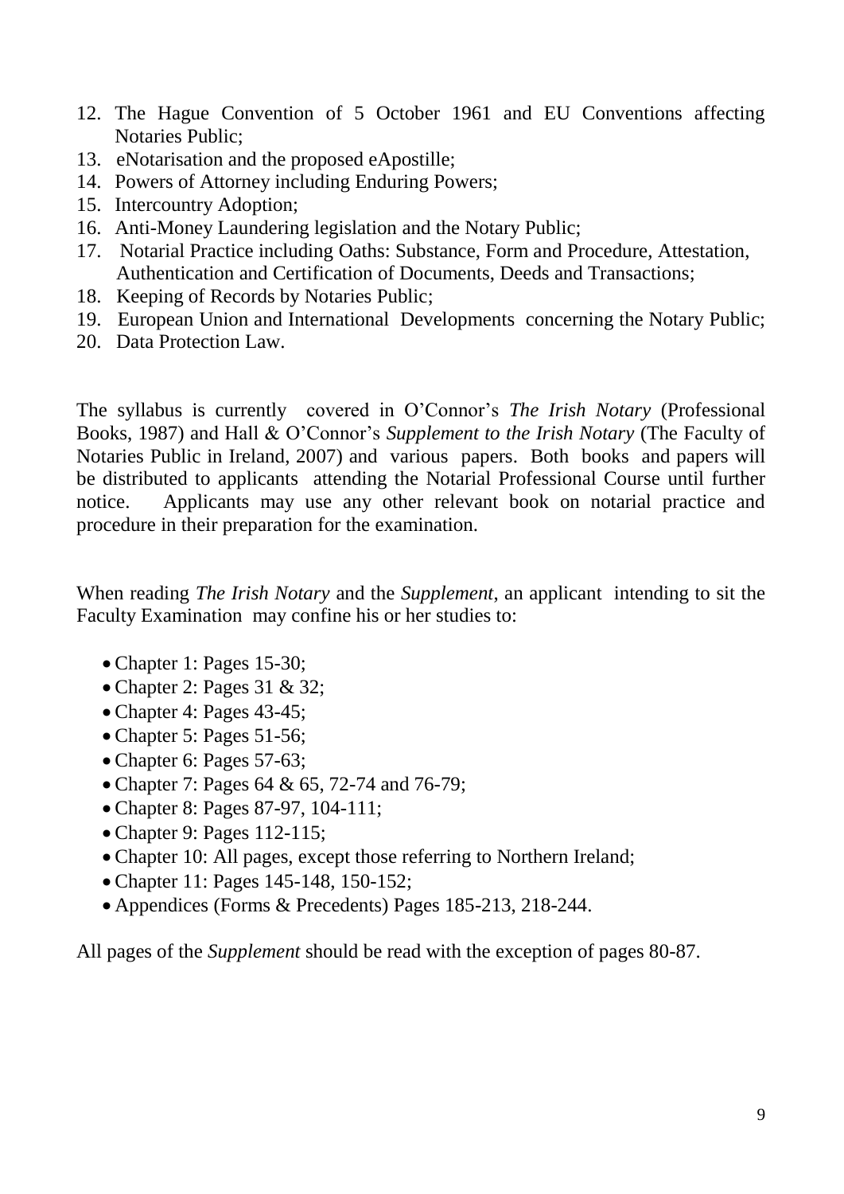12. The Hague Convention of 5 October 1961 and EU Conventions affecting Notaries Public;
13. eNotarisation and the proposed eApostille;
14. Powers of Attorney including Enduring Powers;
15. Intercountry Adoption;
16. Anti-Money Laundering legislation and the Notary Public;
17. Notarial Practice including Oaths: Substance, Form and Procedure, Attestation, Authentication and Certification of Documents, Deeds and Transactions;
18. Keeping of Records by Notaries Public;
19. European Union and International Developments concerning the Notary Public;
20. Data Protection Law.

The syllabus is currently covered in O'Connor's *The Irish Notary* (Professional Books, 1987) and Hall & O'Connor's *Supplement to the Irish Notary* (The Faculty of Notaries Public in Ireland, 2007) and various papers. Both books and papers will be distributed to applicants attending the Notarial Professional Course until further notice. Applicants may use any other relevant book on notarial practice and procedure in their preparation for the examination.

When reading *The Irish Notary* and the *Supplement*, an applicant intending to sit the Faculty Examination may confine his or her studies to:

- Chapter 1: Pages 15-30;
- Chapter 2: Pages 31 & 32;
- Chapter 4: Pages 43-45;
- Chapter 5: Pages 51-56;
- Chapter 6: Pages 57-63;
- Chapter 7: Pages 64 & 65, 72-74 and 76-79;
- Chapter 8: Pages 87-97, 104-111;
- Chapter 9: Pages 112-115;
- Chapter 10: All pages, except those referring to Northern Ireland;
- Chapter 11: Pages 145-148, 150-152;
- Appendices (Forms & Precedents) Pages 185-213, 218-244.

All pages of the *Supplement* should be read with the exception of pages 80-87.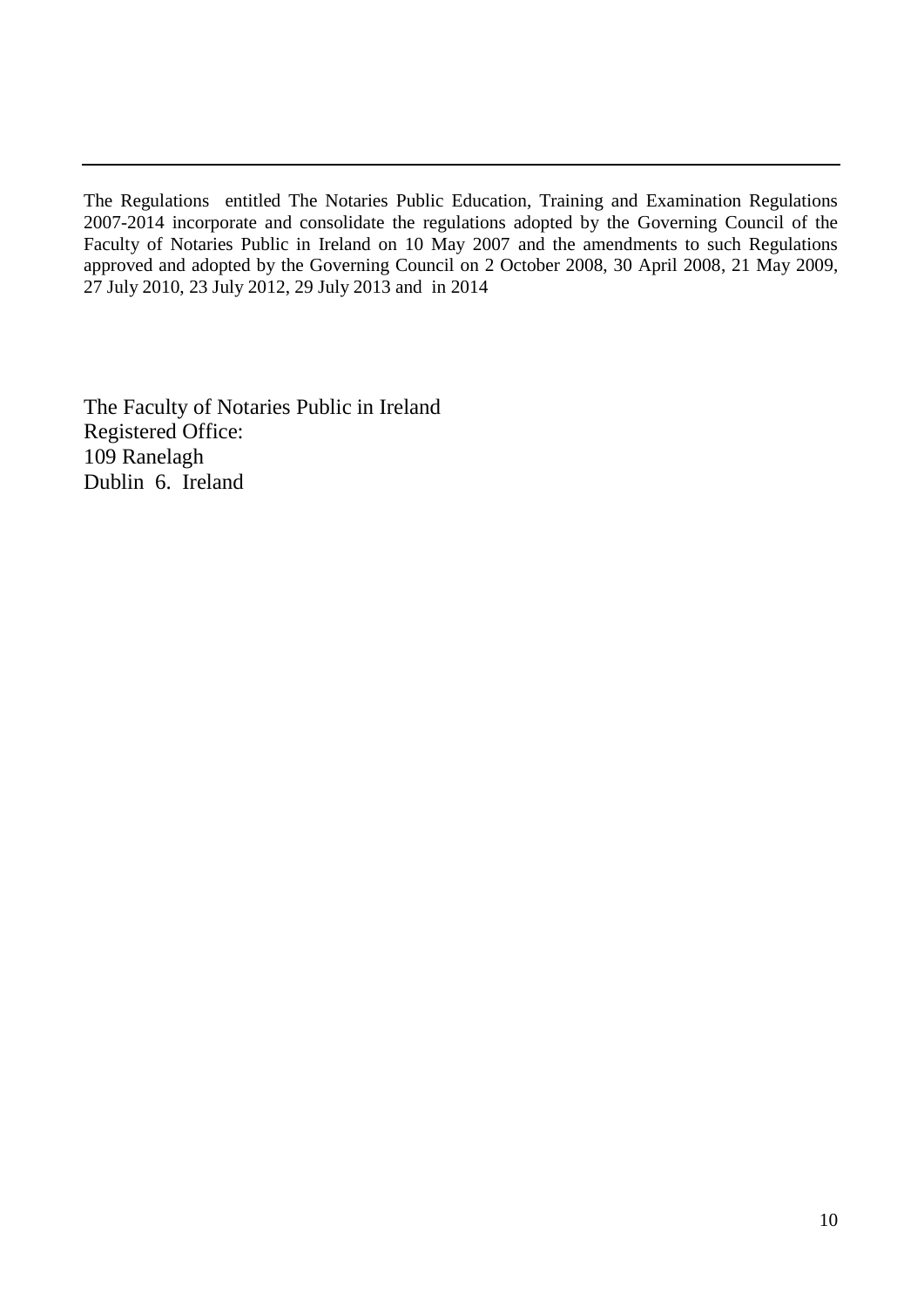---

The Regulations entitled The Notaries Public Education, Training and Examination Regulations 2007-2014 incorporate and consolidate the regulations adopted by the Governing Council of the Faculty of Notaries Public in Ireland on 10 May 2007 and the amendments to such Regulations approved and adopted by the Governing Council on 2 October 2008, 30 April 2008, 21 May 2009, 27 July 2010, 23 July 2012, 29 July 2013 and in 2014

The Faculty of Notaries Public in Ireland
Registered Office:
109 Ranelagh
Dublin 6. Ireland